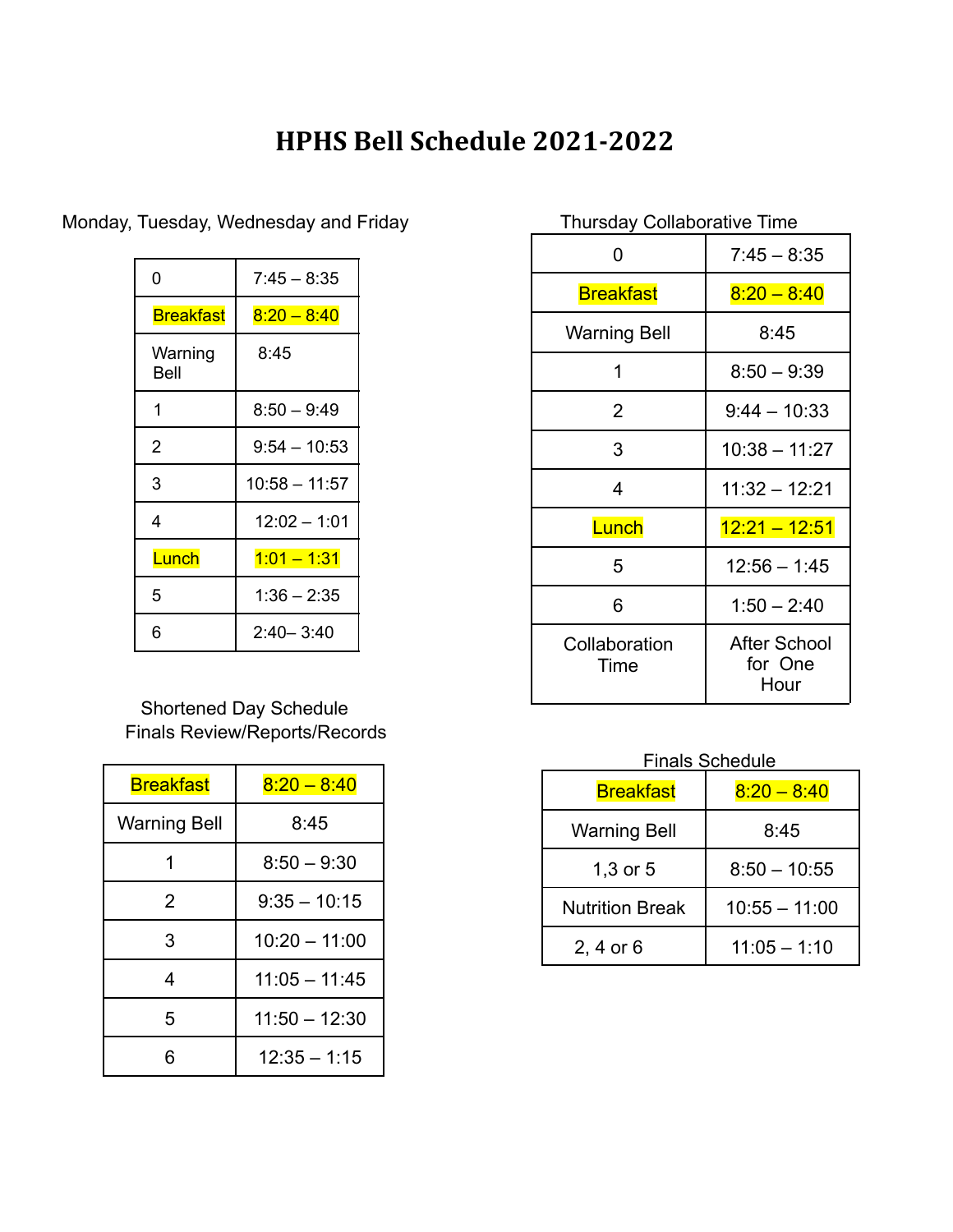# HPHS Bell Schedule 2021-2022

Monday, Tuesday, Wednesday and Friday

| 0 | 7:45 – 8:35 |
|---|---|
| Breakfast | 8:20 – 8:40 |
| Warning Bell | 8:45 |
| 1 | 8:50 – 9:49 |
| 2 | 9:54 – 10:53 |
| 3 | 10:58 – 11:57 |
| 4 | 12:02 – 1:01 |
| Lunch | 1:01 – 1:31 |
| 5 | 1:36 – 2:35 |
| 6 | 2:40– 3:40 |

Thursday Collaborative Time

| 0 | 7:45 – 8:35 |
|---|---|
| Breakfast | 8:20 – 8:40 |
| Warning Bell | 8:45 |
| 1 | 8:50 – 9:39 |
| 2 | 9:44 – 10:33 |
| 3 | 10:38 – 11:27 |
| 4 | 11:32 – 12:21 |
| Lunch | 12:21 – 12:51 |
| 5 | 12:56 – 1:45 |
| 6 | 1:50 – 2:40 |
| Collaboration Time | After School for One Hour |

Shortened Day Schedule
Finals Review/Reports/Records

| Breakfast | 8:20 – 8:40 |
|---|---|
| Warning Bell | 8:45 |
| 1 | 8:50 – 9:30 |
| 2 | 9:35 – 10:15 |
| 3 | 10:20 – 11:00 |
| 4 | 11:05 – 11:45 |
| 5 | 11:50 – 12:30 |
| 6 | 12:35 – 1:15 |

Finals Schedule

| Breakfast | 8:20 – 8:40 |
|---|---|
| Warning Bell | 8:45 |
| 1,3 or 5 | 8:50 – 10:55 |
| Nutrition Break | 10:55 – 11:00 |
| 2, 4 or 6 | 11:05 – 1:10 |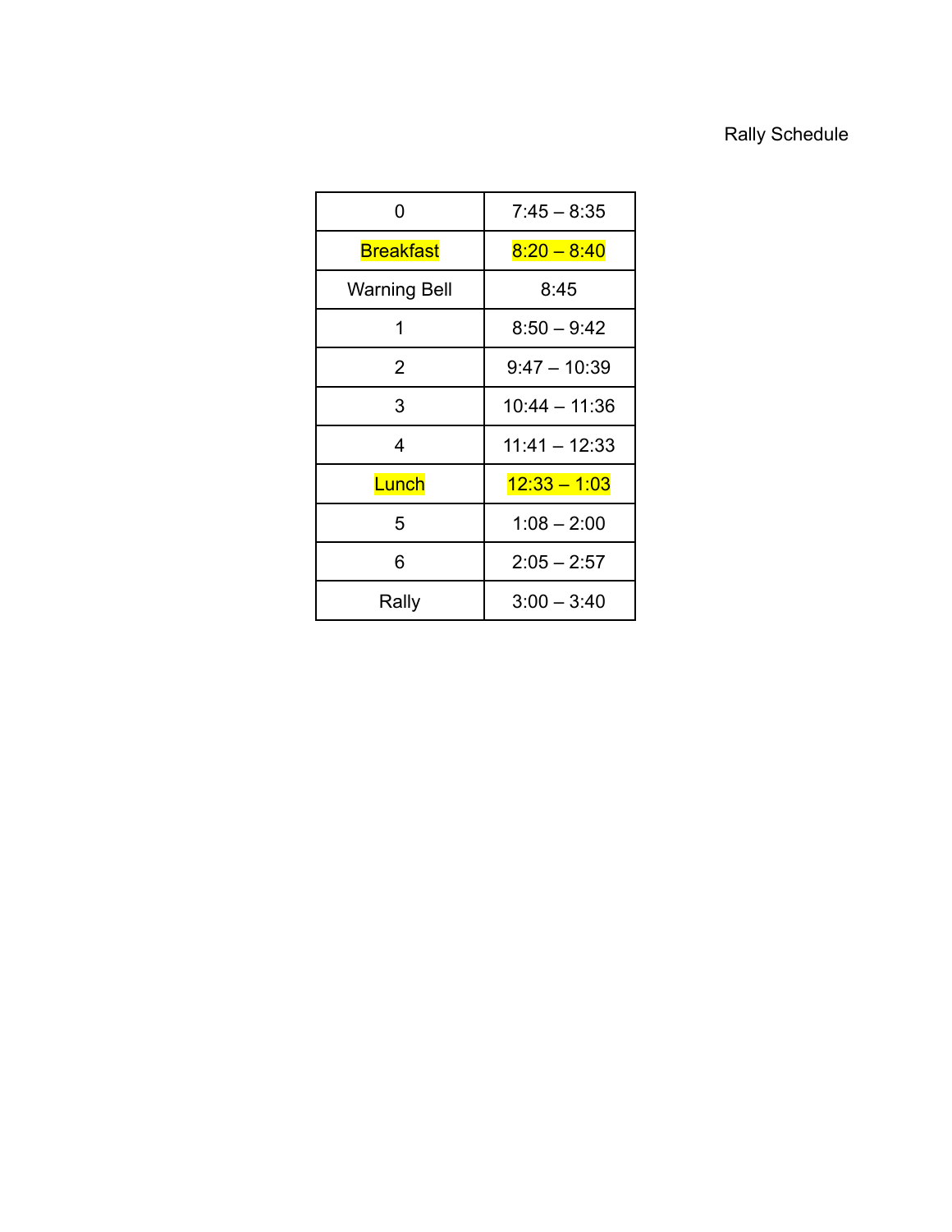Rally Schedule

| | |
|---|---|
| 0 | 7:45 – 8:35 |
| Breakfast | 8:20 – 8:40 |
| Warning Bell | 8:45 |
| 1 | 8:50 – 9:42 |
| 2 | 9:47 – 10:39 |
| 3 | 10:44 – 11:36 |
| 4 | 11:41 – 12:33 |
| Lunch | 12:33 – 1:03 |
| 5 | 1:08 – 2:00 |
| 6 | 2:05 – 2:57 |
| Rally | 3:00 – 3:40 |